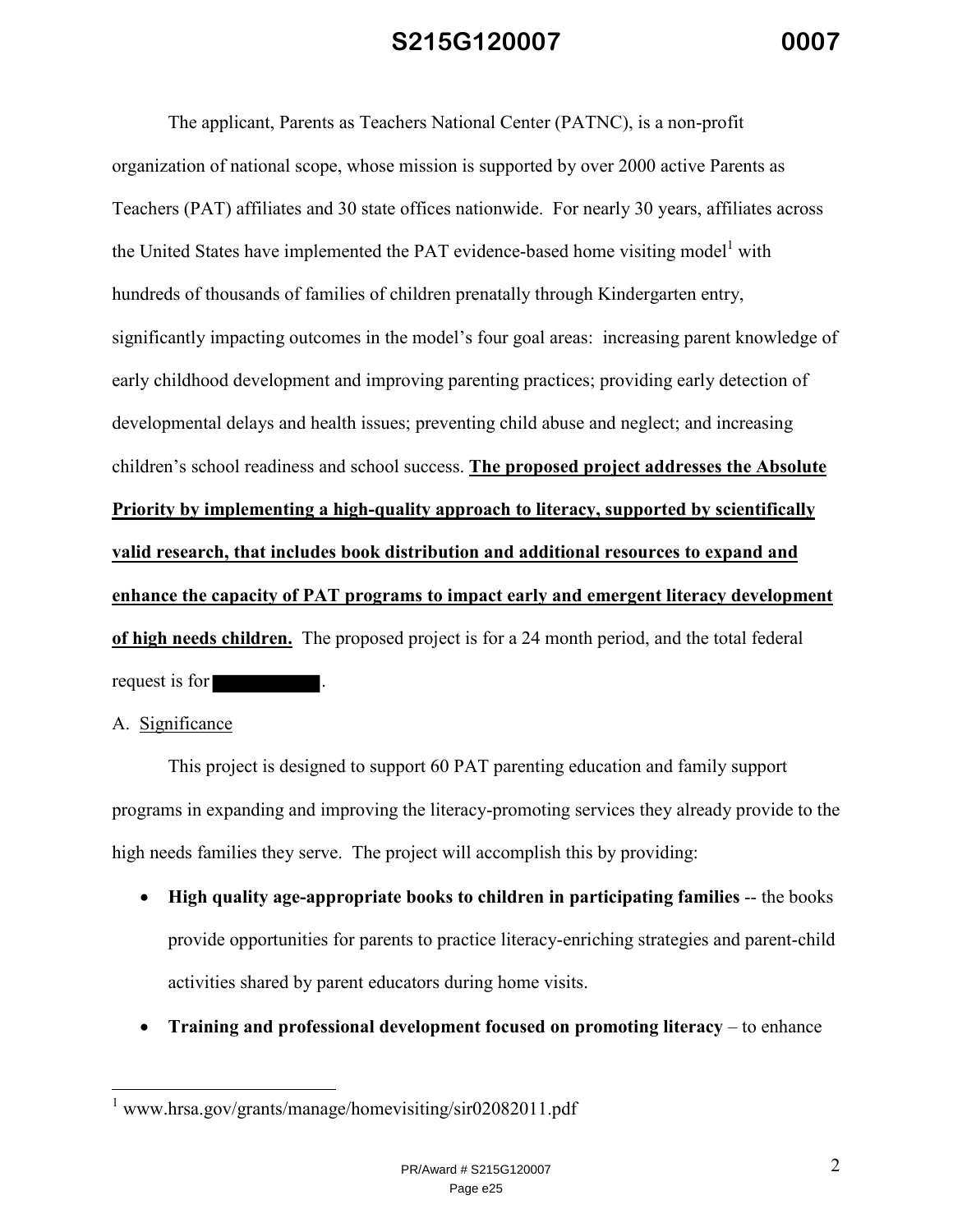The applicant, Parents as Teachers National Center (PATNC), is a non-profit organization of national scope, whose mission is supported by over 2000 active Parents as Teachers (PAT) affiliates and 30 state offices nationwide. For nearly 30 years, affiliates across the United States have implemented the PAT evidence-based home visiting model[1] with hundreds of thousands of families of children prenatally through Kindergarten entry, significantly impacting outcomes in the model's four goal areas: increasing parent knowledge of early childhood development and improving parenting practices; providing early detection of developmental delays and health issues; preventing child abuse and neglect; and increasing children's school readiness and school success. **The proposed project addresses the Absolute Priority by implementing a high-quality approach to literacy, supported by scientifically valid research, that includes book distribution and additional resources to expand and enhance the capacity of PAT programs to impact early and emergent literacy development of high needs children.** The proposed project is for a 24 month period, and the total federal request is for ██████████.

A. Significance

This project is designed to support 60 PAT parenting education and family support programs in expanding and improving the literacy-promoting services they already provide to the high needs families they serve. The project will accomplish this by providing:

- **High quality age-appropriate books to children in participating families** -- the books provide opportunities for parents to practice literacy-enriching strategies and parent-child activities shared by parent educators during home visits.
- **Training and professional development focused on promoting literacy** – to enhance

[1] www.hrsa.gov/grants/manage/homevisiting/sir02082011.pdf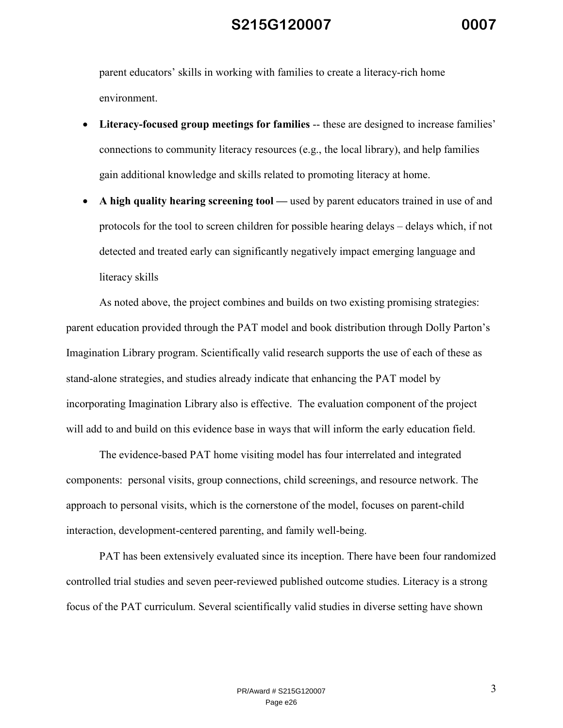parent educators' skills in working with families to create a literacy-rich home environment.

- **Literacy-focused group meetings for families** -- these are designed to increase families' connections to community literacy resources (e.g., the local library), and help families gain additional knowledge and skills related to promoting literacy at home.
- **A high quality hearing screening tool —** used by parent educators trained in use of and protocols for the tool to screen children for possible hearing delays – delays which, if not detected and treated early can significantly negatively impact emerging language and literacy skills

As noted above, the project combines and builds on two existing promising strategies: parent education provided through the PAT model and book distribution through Dolly Parton's Imagination Library program. Scientifically valid research supports the use of each of these as stand-alone strategies, and studies already indicate that enhancing the PAT model by incorporating Imagination Library also is effective. The evaluation component of the project will add to and build on this evidence base in ways that will inform the early education field.

The evidence-based PAT home visiting model has four interrelated and integrated components: personal visits, group connections, child screenings, and resource network. The approach to personal visits, which is the cornerstone of the model, focuses on parent-child interaction, development-centered parenting, and family well-being.

PAT has been extensively evaluated since its inception. There have been four randomized controlled trial studies and seven peer-reviewed published outcome studies. Literacy is a strong focus of the PAT curriculum. Several scientifically valid studies in diverse setting have shown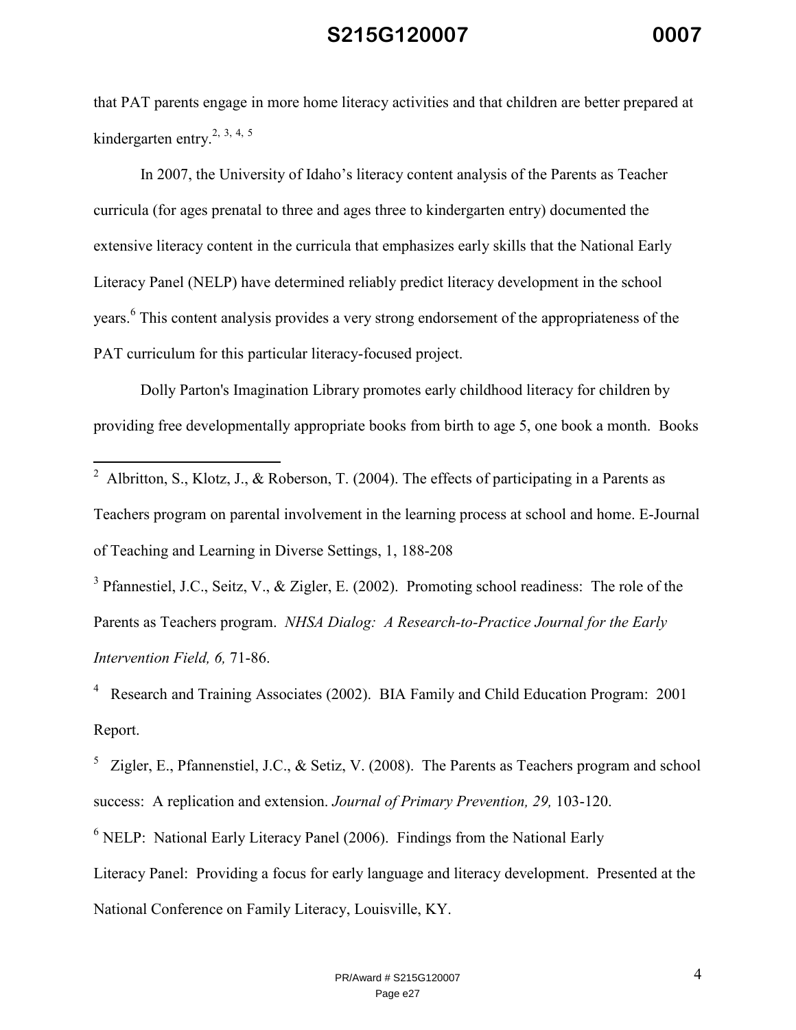that PAT parents engage in more home literacy activities and that children are better prepared at kindergarten entry.[2, 3, 4, 5]

In 2007, the University of Idaho's literacy content analysis of the Parents as Teacher curricula (for ages prenatal to three and ages three to kindergarten entry) documented the extensive literacy content in the curricula that emphasizes early skills that the National Early Literacy Panel (NELP) have determined reliably predict literacy development in the school years.[6] This content analysis provides a very strong endorsement of the appropriateness of the PAT curriculum for this particular literacy-focused project.

Dolly Parton's Imagination Library promotes early childhood literacy for children by providing free developmentally appropriate books from birth to age 5, one book a month. Books

---

[2] Albritton, S., Klotz, J., & Roberson, T. (2004). The effects of participating in a Parents as Teachers program on parental involvement in the learning process at school and home. E-Journal of Teaching and Learning in Diverse Settings, 1, 188-208

[3] Pfannestiel, J.C., Seitz, V., & Zigler, E. (2002). Promoting school readiness: The role of the Parents as Teachers program. *NHSA Dialog: A Research-to-Practice Journal for the Early Intervention Field, 6,* 71-86.

[4] Research and Training Associates (2002). BIA Family and Child Education Program: 2001 Report.

[5] Zigler, E., Pfannenstiel, J.C., & Setiz, V. (2008). The Parents as Teachers program and school success: A replication and extension. *Journal of Primary Prevention, 29,* 103-120.

[6] NELP: National Early Literacy Panel (2006). Findings from the National Early Literacy Panel: Providing a focus for early language and literacy development. Presented at the National Conference on Family Literacy, Louisville, KY.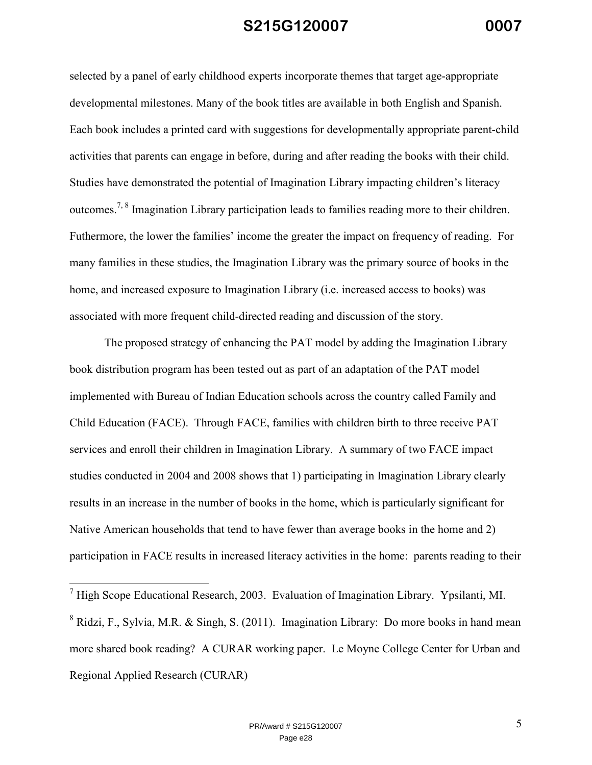selected by a panel of early childhood experts incorporate themes that target age-appropriate developmental milestones. Many of the book titles are available in both English and Spanish. Each book includes a printed card with suggestions for developmentally appropriate parent-child activities that parents can engage in before, during and after reading the books with their child. Studies have demonstrated the potential of Imagination Library impacting children's literacy outcomes.[7, 8] Imagination Library participation leads to families reading more to their children. Futhermore, the lower the families' income the greater the impact on frequency of reading. For many families in these studies, the Imagination Library was the primary source of books in the home, and increased exposure to Imagination Library (i.e. increased access to books) was associated with more frequent child-directed reading and discussion of the story.

The proposed strategy of enhancing the PAT model by adding the Imagination Library book distribution program has been tested out as part of an adaptation of the PAT model implemented with Bureau of Indian Education schools across the country called Family and Child Education (FACE). Through FACE, families with children birth to three receive PAT services and enroll their children in Imagination Library. A summary of two FACE impact studies conducted in 2004 and 2008 shows that 1) participating in Imagination Library clearly results in an increase in the number of books in the home, which is particularly significant for Native American households that tend to have fewer than average books in the home and 2) participation in FACE results in increased literacy activities in the home: parents reading to their

---

[7] High Scope Educational Research, 2003. Evaluation of Imagination Library. Ypsilanti, MI.

[8] Ridzi, F., Sylvia, M.R. & Singh, S. (2011). Imagination Library: Do more books in hand mean more shared book reading? A CURAR working paper. Le Moyne College Center for Urban and Regional Applied Research (CURAR)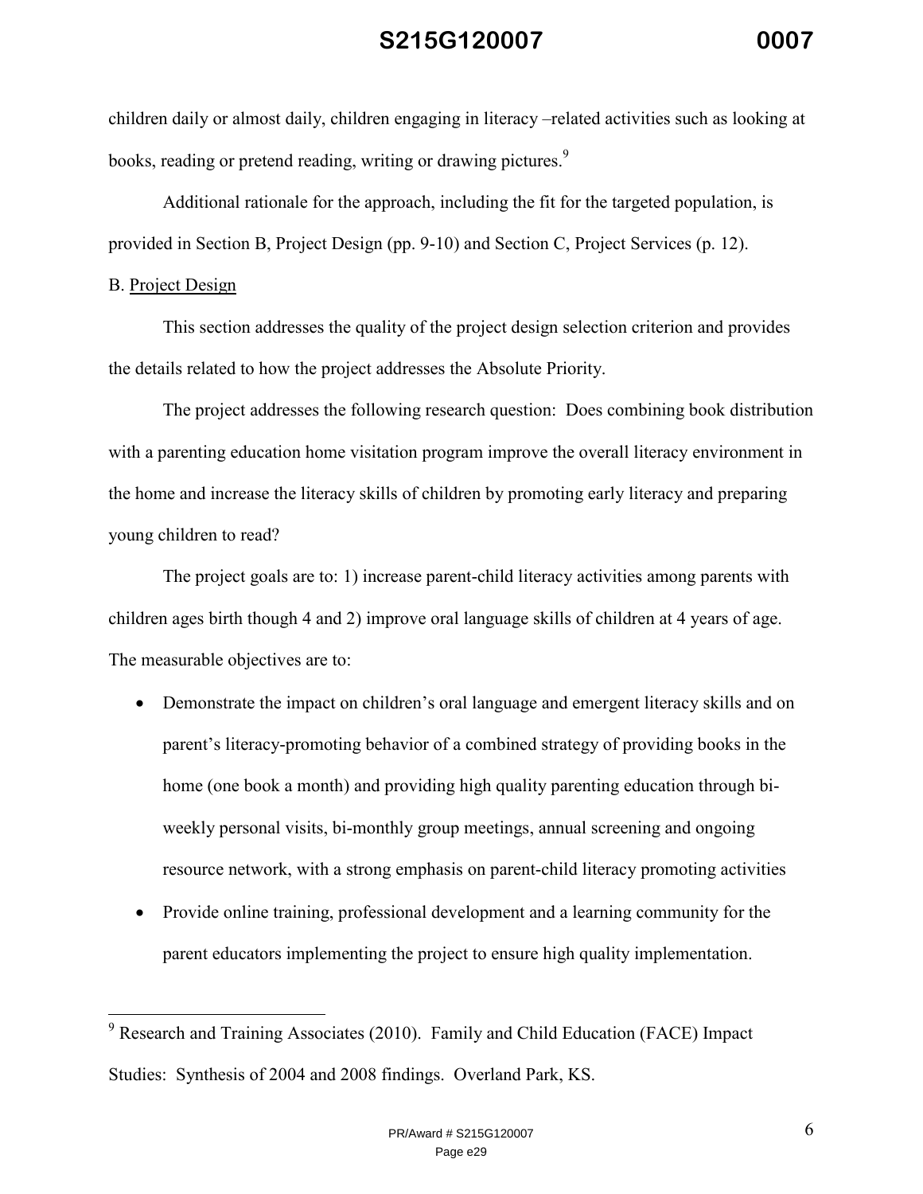children daily or almost daily, children engaging in literacy –related activities such as looking at books, reading or pretend reading, writing or drawing pictures.[9]

Additional rationale for the approach, including the fit for the targeted population, is provided in Section B, Project Design (pp. 9-10) and Section C, Project Services (p. 12).

B. Project Design

This section addresses the quality of the project design selection criterion and provides the details related to how the project addresses the Absolute Priority.

The project addresses the following research question: Does combining book distribution with a parenting education home visitation program improve the overall literacy environment in the home and increase the literacy skills of children by promoting early literacy and preparing young children to read?

The project goals are to: 1) increase parent-child literacy activities among parents with children ages birth though 4 and 2) improve oral language skills of children at 4 years of age. The measurable objectives are to:

- Demonstrate the impact on children's oral language and emergent literacy skills and on parent's literacy-promoting behavior of a combined strategy of providing books in the home (one book a month) and providing high quality parenting education through bi-weekly personal visits, bi-monthly group meetings, annual screening and ongoing resource network, with a strong emphasis on parent-child literacy promoting activities
- Provide online training, professional development and a learning community for the parent educators implementing the project to ensure high quality implementation.

---

[9] Research and Training Associates (2010). Family and Child Education (FACE) Impact Studies: Synthesis of 2004 and 2008 findings. Overland Park, KS.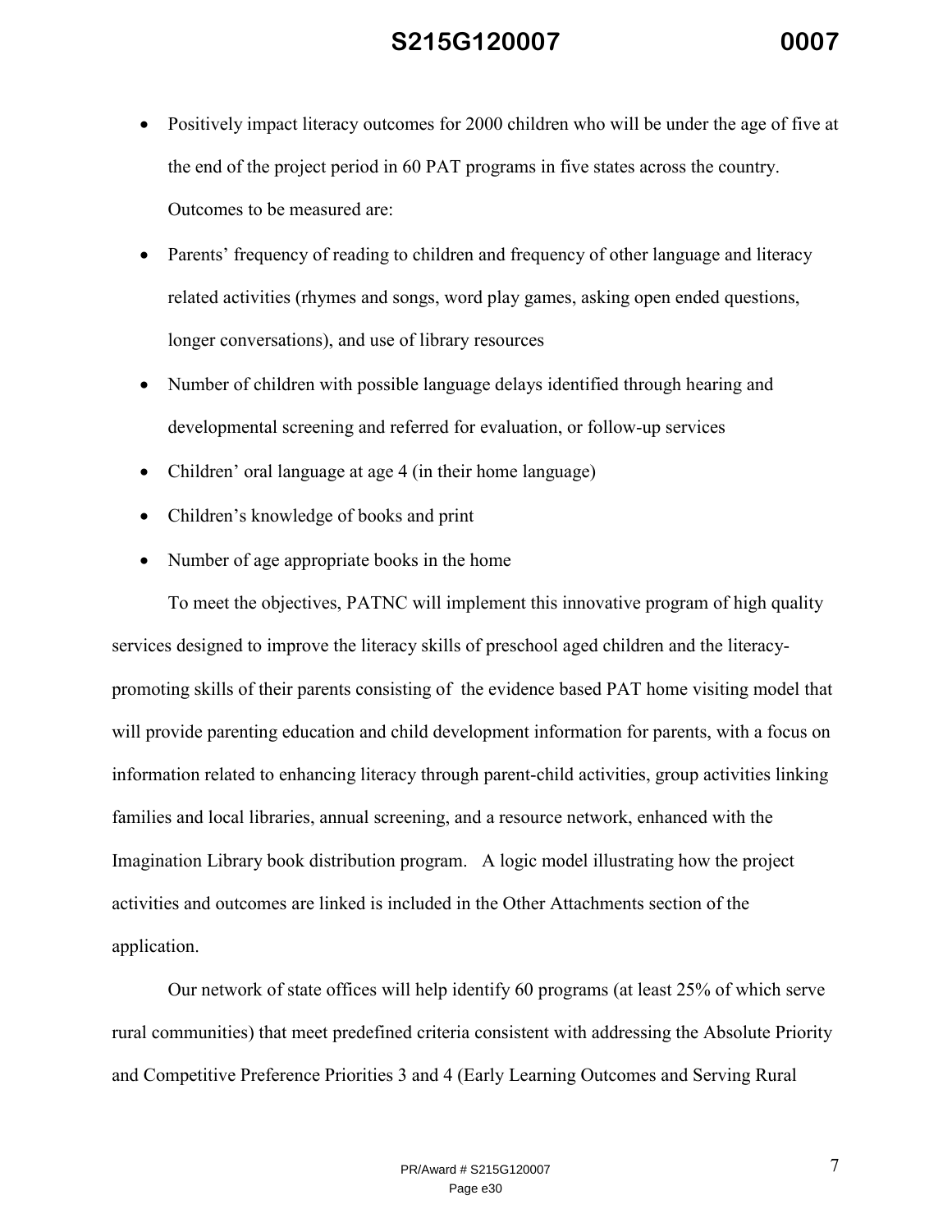- Positively impact literacy outcomes for 2000 children who will be under the age of five at the end of the project period in 60 PAT programs in five states across the country. Outcomes to be measured are:
- Parents' frequency of reading to children and frequency of other language and literacy related activities (rhymes and songs, word play games, asking open ended questions, longer conversations), and use of library resources
- Number of children with possible language delays identified through hearing and developmental screening and referred for evaluation, or follow-up services
- Children' oral language at age 4 (in their home language)
- Children's knowledge of books and print
- Number of age appropriate books in the home

To meet the objectives, PATNC will implement this innovative program of high quality services designed to improve the literacy skills of preschool aged children and the literacy-promoting skills of their parents consisting of the evidence based PAT home visiting model that will provide parenting education and child development information for parents, with a focus on information related to enhancing literacy through parent-child activities, group activities linking families and local libraries, annual screening, and a resource network, enhanced with the Imagination Library book distribution program. A logic model illustrating how the project activities and outcomes are linked is included in the Other Attachments section of the application.

Our network of state offices will help identify 60 programs (at least 25% of which serve rural communities) that meet predefined criteria consistent with addressing the Absolute Priority and Competitive Preference Priorities 3 and 4 (Early Learning Outcomes and Serving Rural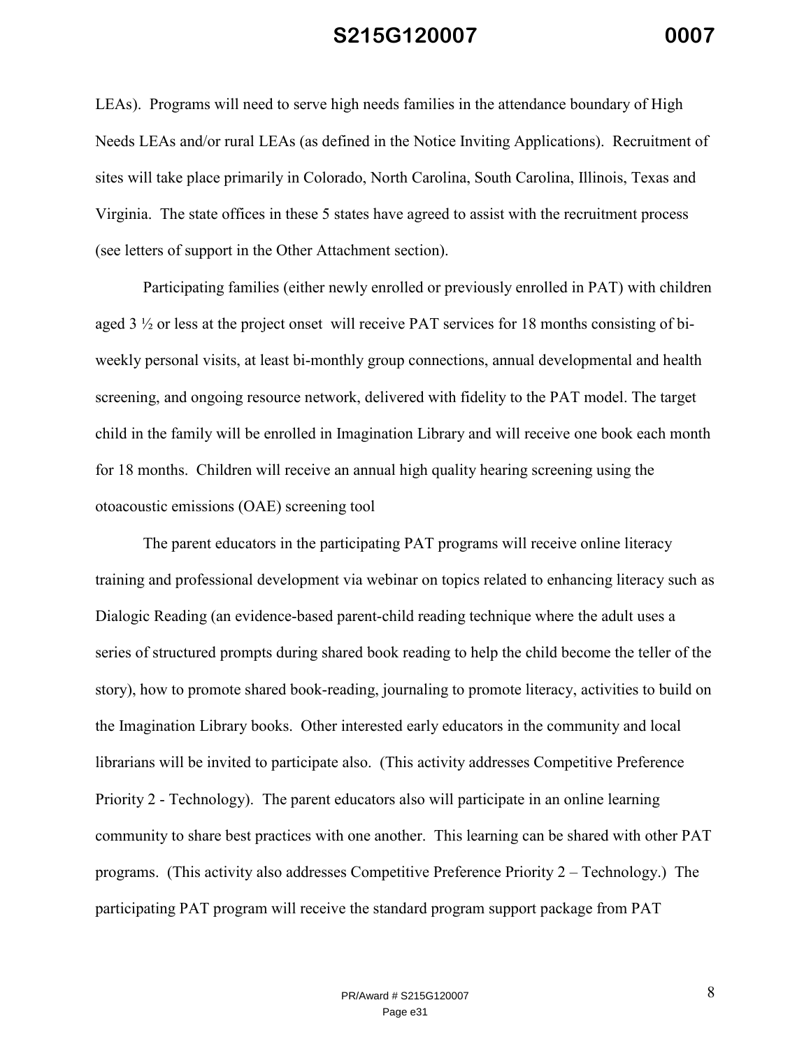LEAs). Programs will need to serve high needs families in the attendance boundary of High Needs LEAs and/or rural LEAs (as defined in the Notice Inviting Applications). Recruitment of sites will take place primarily in Colorado, North Carolina, South Carolina, Illinois, Texas and Virginia. The state offices in these 5 states have agreed to assist with the recruitment process (see letters of support in the Other Attachment section).

Participating families (either newly enrolled or previously enrolled in PAT) with children aged 3 ½ or less at the project onset will receive PAT services for 18 months consisting of bi-weekly personal visits, at least bi-monthly group connections, annual developmental and health screening, and ongoing resource network, delivered with fidelity to the PAT model. The target child in the family will be enrolled in Imagination Library and will receive one book each month for 18 months. Children will receive an annual high quality hearing screening using the otoacoustic emissions (OAE) screening tool

The parent educators in the participating PAT programs will receive online literacy training and professional development via webinar on topics related to enhancing literacy such as Dialogic Reading (an evidence-based parent-child reading technique where the adult uses a series of structured prompts during shared book reading to help the child become the teller of the story), how to promote shared book-reading, journaling to promote literacy, activities to build on the Imagination Library books. Other interested early educators in the community and local librarians will be invited to participate also. (This activity addresses Competitive Preference Priority 2 - Technology). The parent educators also will participate in an online learning community to share best practices with one another. This learning can be shared with other PAT programs. (This activity also addresses Competitive Preference Priority 2 – Technology.) The participating PAT program will receive the standard program support package from PAT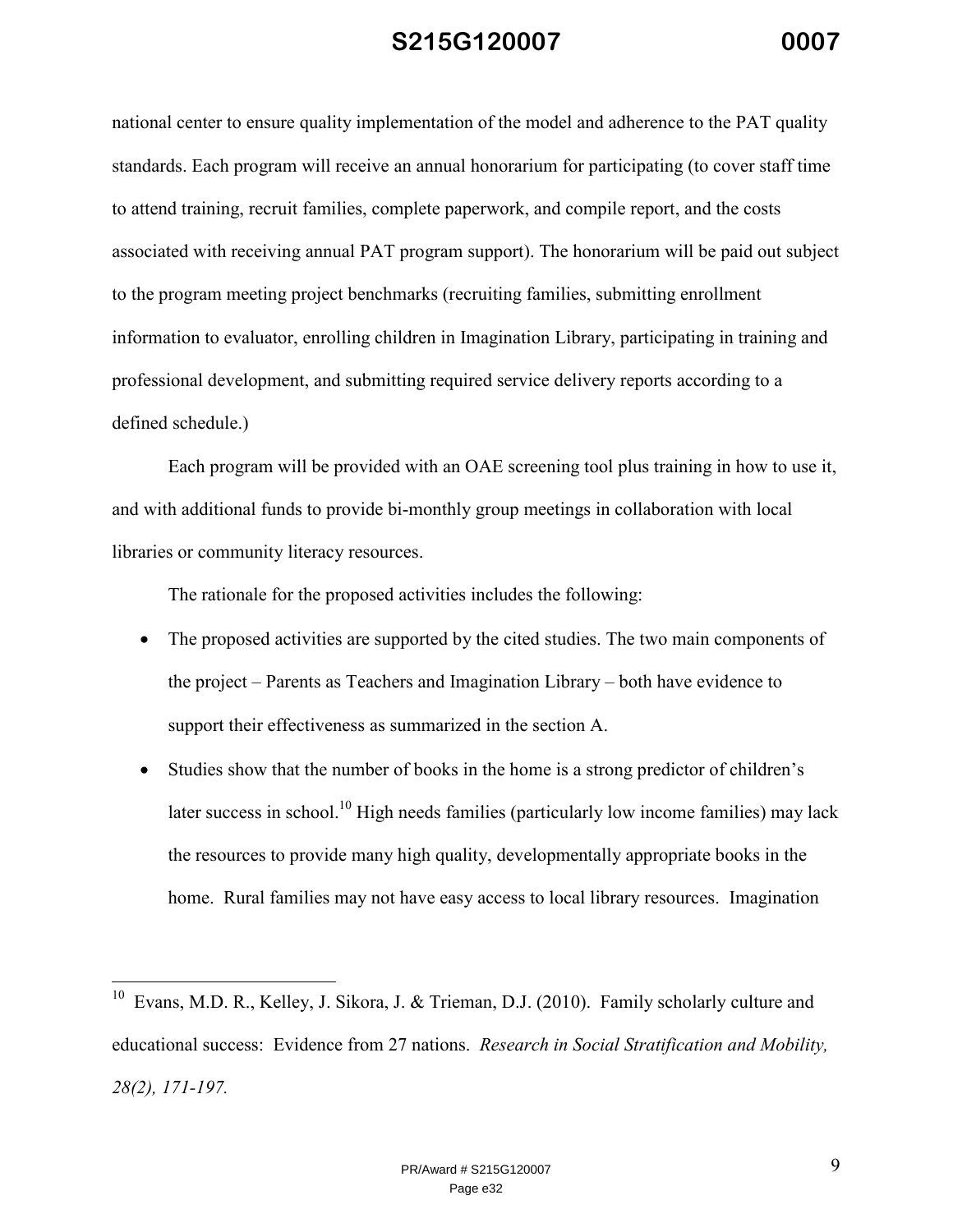national center to ensure quality implementation of the model and adherence to the PAT quality standards. Each program will receive an annual honorarium for participating (to cover staff time to attend training, recruit families, complete paperwork, and compile report, and the costs associated with receiving annual PAT program support). The honorarium will be paid out subject to the program meeting project benchmarks (recruiting families, submitting enrollment information to evaluator, enrolling children in Imagination Library, participating in training and professional development, and submitting required service delivery reports according to a defined schedule.)

Each program will be provided with an OAE screening tool plus training in how to use it, and with additional funds to provide bi-monthly group meetings in collaboration with local libraries or community literacy resources.

The rationale for the proposed activities includes the following:

- The proposed activities are supported by the cited studies. The two main components of the project – Parents as Teachers and Imagination Library – both have evidence to support their effectiveness as summarized in the section A.
- Studies show that the number of books in the home is a strong predictor of children's later success in school.[10] High needs families (particularly low income families) may lack the resources to provide many high quality, developmentally appropriate books in the home. Rural families may not have easy access to local library resources. Imagination

---

[10] Evans, M.D. R., Kelley, J. Sikora, J. & Trieman, D.J. (2010). Family scholarly culture and educational success: Evidence from 27 nations. *Research in Social Stratification and Mobility, 28(2), 171-197.*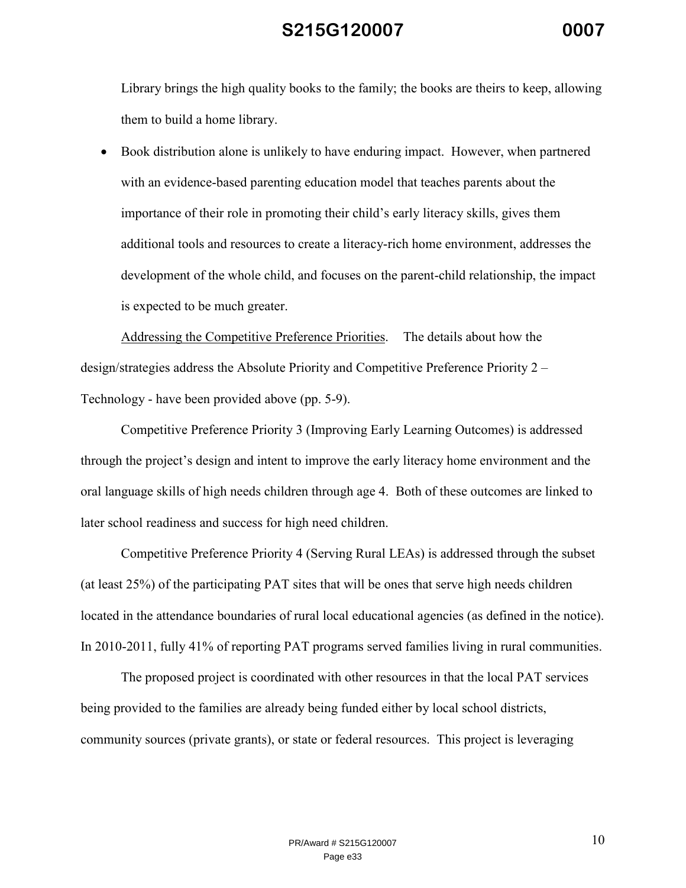Library brings the high quality books to the family; the books are theirs to keep, allowing them to build a home library.

- Book distribution alone is unlikely to have enduring impact. However, when partnered with an evidence-based parenting education model that teaches parents about the importance of their role in promoting their child's early literacy skills, gives them additional tools and resources to create a literacy-rich home environment, addresses the development of the whole child, and focuses on the parent-child relationship, the impact is expected to be much greater.

<u>Addressing the Competitive Preference Priorities</u>. The details about how the design/strategies address the Absolute Priority and Competitive Preference Priority 2 – Technology - have been provided above (pp. 5-9).

Competitive Preference Priority 3 (Improving Early Learning Outcomes) is addressed through the project's design and intent to improve the early literacy home environment and the oral language skills of high needs children through age 4. Both of these outcomes are linked to later school readiness and success for high need children.

Competitive Preference Priority 4 (Serving Rural LEAs) is addressed through the subset (at least 25%) of the participating PAT sites that will be ones that serve high needs children located in the attendance boundaries of rural local educational agencies (as defined in the notice). In 2010-2011, fully 41% of reporting PAT programs served families living in rural communities.

The proposed project is coordinated with other resources in that the local PAT services being provided to the families are already being funded either by local school districts, community sources (private grants), or state or federal resources. This project is leveraging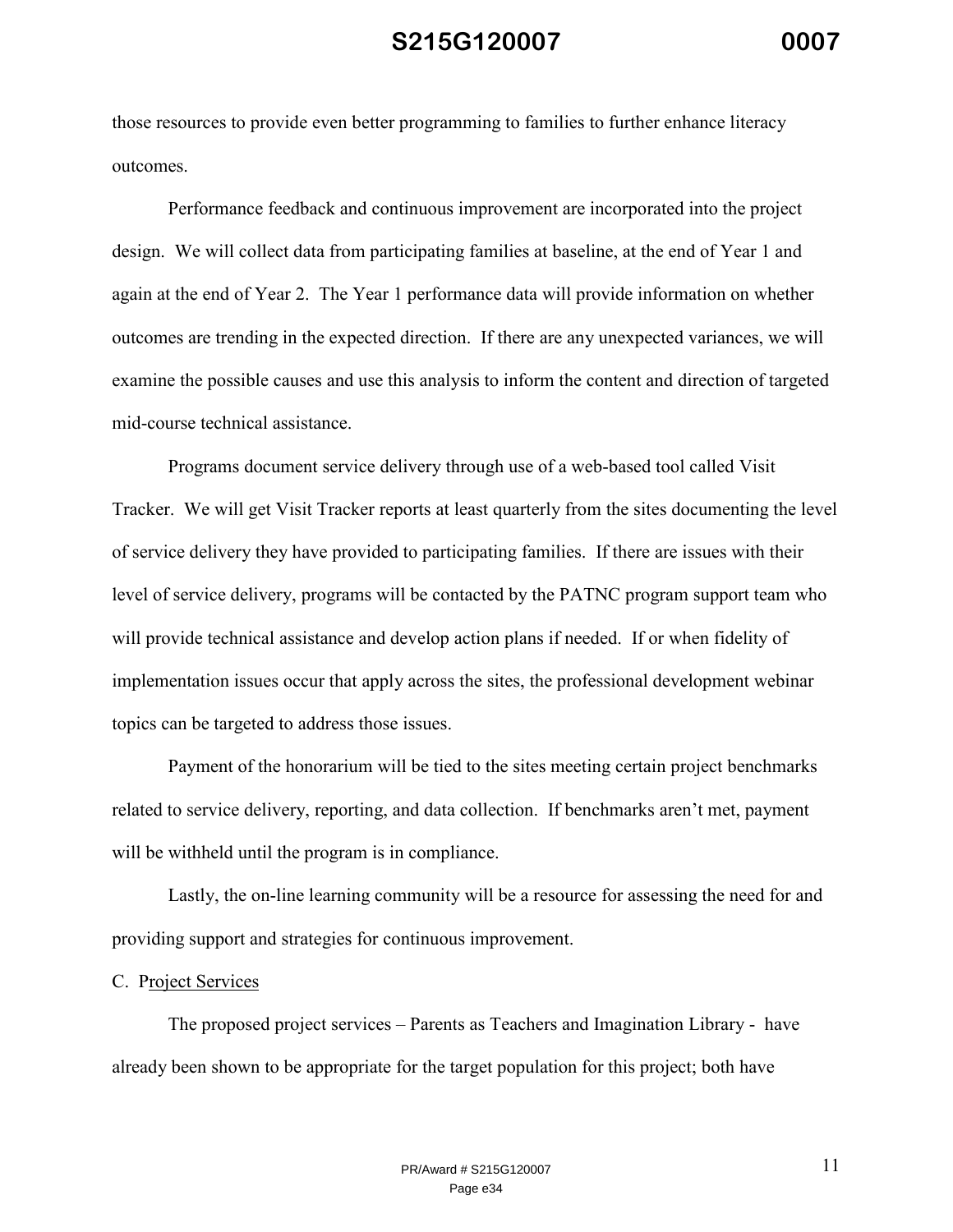those resources to provide even better programming to families to further enhance literacy outcomes.

Performance feedback and continuous improvement are incorporated into the project design. We will collect data from participating families at baseline, at the end of Year 1 and again at the end of Year 2. The Year 1 performance data will provide information on whether outcomes are trending in the expected direction. If there are any unexpected variances, we will examine the possible causes and use this analysis to inform the content and direction of targeted mid-course technical assistance.

Programs document service delivery through use of a web-based tool called Visit Tracker. We will get Visit Tracker reports at least quarterly from the sites documenting the level of service delivery they have provided to participating families. If there are issues with their level of service delivery, programs will be contacted by the PATNC program support team who will provide technical assistance and develop action plans if needed. If or when fidelity of implementation issues occur that apply across the sites, the professional development webinar topics can be targeted to address those issues.

Payment of the honorarium will be tied to the sites meeting certain project benchmarks related to service delivery, reporting, and data collection. If benchmarks aren't met, payment will be withheld until the program is in compliance.

Lastly, the on-line learning community will be a resource for assessing the need for and providing support and strategies for continuous improvement.

C. Project Services

The proposed project services – Parents as Teachers and Imagination Library - have already been shown to be appropriate for the target population for this project; both have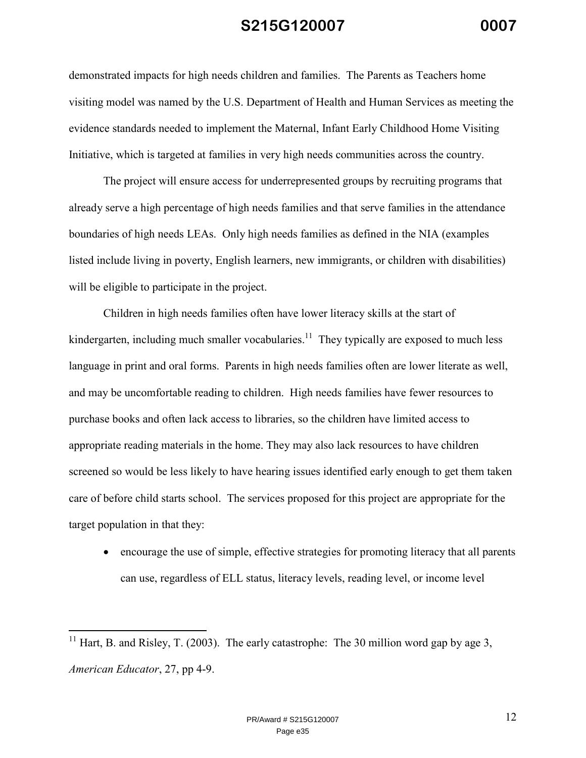demonstrated impacts for high needs children and families. The Parents as Teachers home visiting model was named by the U.S. Department of Health and Human Services as meeting the evidence standards needed to implement the Maternal, Infant Early Childhood Home Visiting Initiative, which is targeted at families in very high needs communities across the country.

The project will ensure access for underrepresented groups by recruiting programs that already serve a high percentage of high needs families and that serve families in the attendance boundaries of high needs LEAs. Only high needs families as defined in the NIA (examples listed include living in poverty, English learners, new immigrants, or children with disabilities) will be eligible to participate in the project.

Children in high needs families often have lower literacy skills at the start of kindergarten, including much smaller vocabularies.[11] They typically are exposed to much less language in print and oral forms. Parents in high needs families often are lower literate as well, and may be uncomfortable reading to children. High needs families have fewer resources to purchase books and often lack access to libraries, so the children have limited access to appropriate reading materials in the home. They may also lack resources to have children screened so would be less likely to have hearing issues identified early enough to get them taken care of before child starts school. The services proposed for this project are appropriate for the target population in that they:

- encourage the use of simple, effective strategies for promoting literacy that all parents can use, regardless of ELL status, literacy levels, reading level, or income level

---

[11] Hart, B. and Risley, T. (2003). The early catastrophe: The 30 million word gap by age 3, *American Educator*, 27, pp 4-9.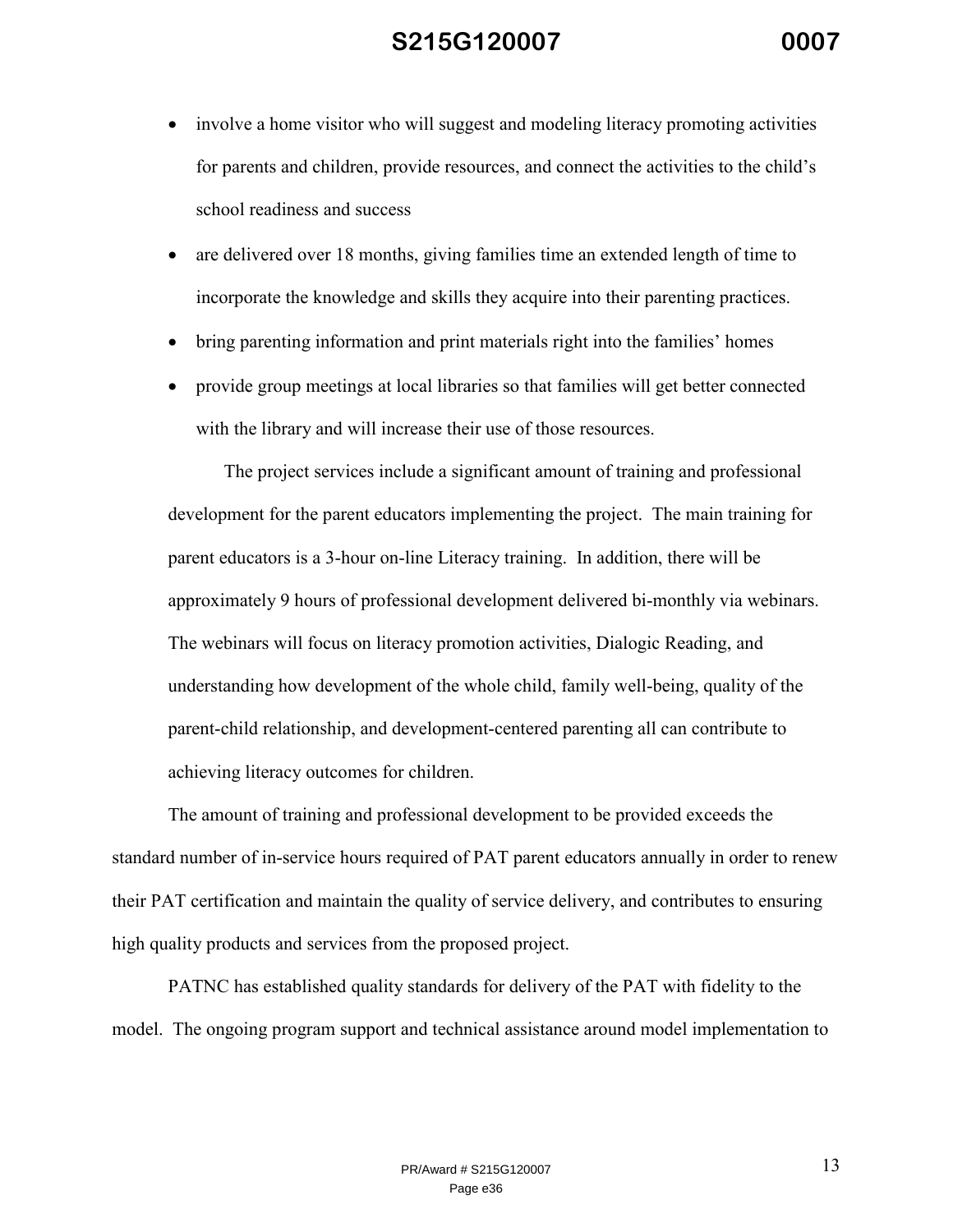- involve a home visitor who will suggest and modeling literacy promoting activities for parents and children, provide resources, and connect the activities to the child's school readiness and success
- are delivered over 18 months, giving families time an extended length of time to incorporate the knowledge and skills they acquire into their parenting practices.
- bring parenting information and print materials right into the families' homes
- provide group meetings at local libraries so that families will get better connected with the library and will increase their use of those resources.

The project services include a significant amount of training and professional development for the parent educators implementing the project. The main training for parent educators is a 3-hour on-line Literacy training. In addition, there will be approximately 9 hours of professional development delivered bi-monthly via webinars. The webinars will focus on literacy promotion activities, Dialogic Reading, and understanding how development of the whole child, family well-being, quality of the parent-child relationship, and development-centered parenting all can contribute to achieving literacy outcomes for children.

The amount of training and professional development to be provided exceeds the standard number of in-service hours required of PAT parent educators annually in order to renew their PAT certification and maintain the quality of service delivery, and contributes to ensuring high quality products and services from the proposed project.

PATNC has established quality standards for delivery of the PAT with fidelity to the model. The ongoing program support and technical assistance around model implementation to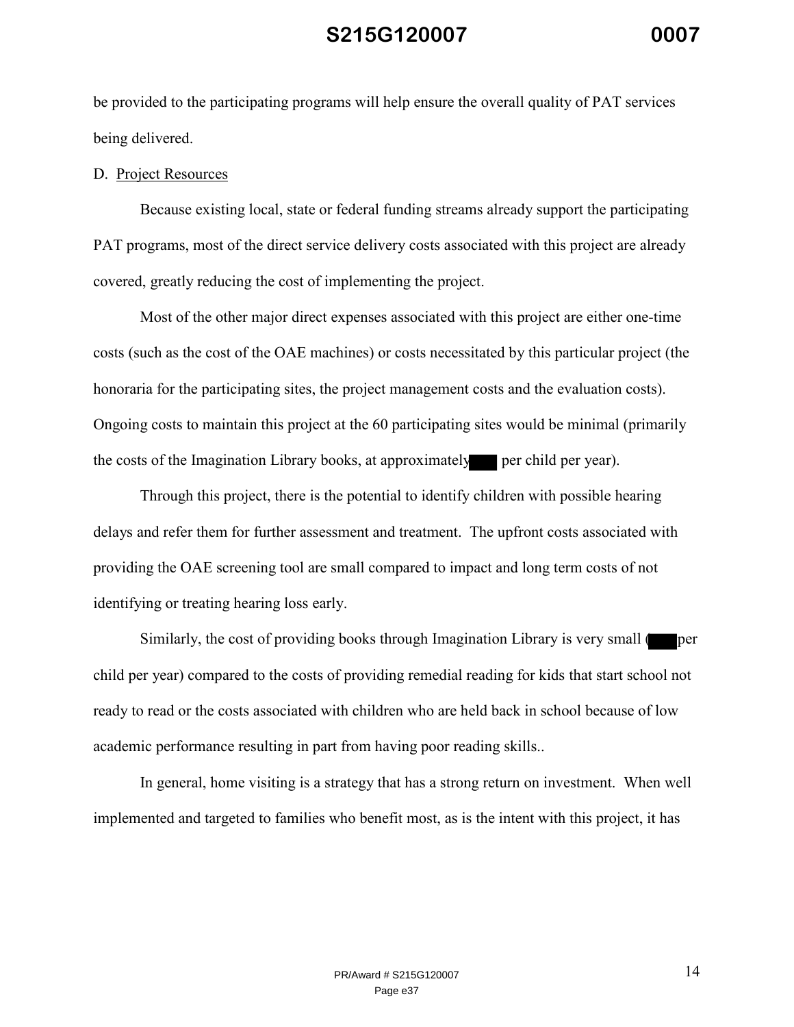be provided to the participating programs will help ensure the overall quality of PAT services being delivered.

D. Project Resources

Because existing local, state or federal funding streams already support the participating PAT programs, most of the direct service delivery costs associated with this project are already covered, greatly reducing the cost of implementing the project.

Most of the other major direct expenses associated with this project are either one-time costs (such as the cost of the OAE machines) or costs necessitated by this particular project (the honoraria for the participating sites, the project management costs and the evaluation costs). Ongoing costs to maintain this project at the 60 participating sites would be minimal (primarily the costs of the Imagination Library books, at approximately ███ per child per year).

Through this project, there is the potential to identify children with possible hearing delays and refer them for further assessment and treatment. The upfront costs associated with providing the OAE screening tool are small compared to impact and long term costs of not identifying or treating hearing loss early.

Similarly, the cost of providing books through Imagination Library is very small (███ per child per year) compared to the costs of providing remedial reading for kids that start school not ready to read or the costs associated with children who are held back in school because of low academic performance resulting in part from having poor reading skills..

In general, home visiting is a strategy that has a strong return on investment. When well implemented and targeted to families who benefit most, as is the intent with this project, it has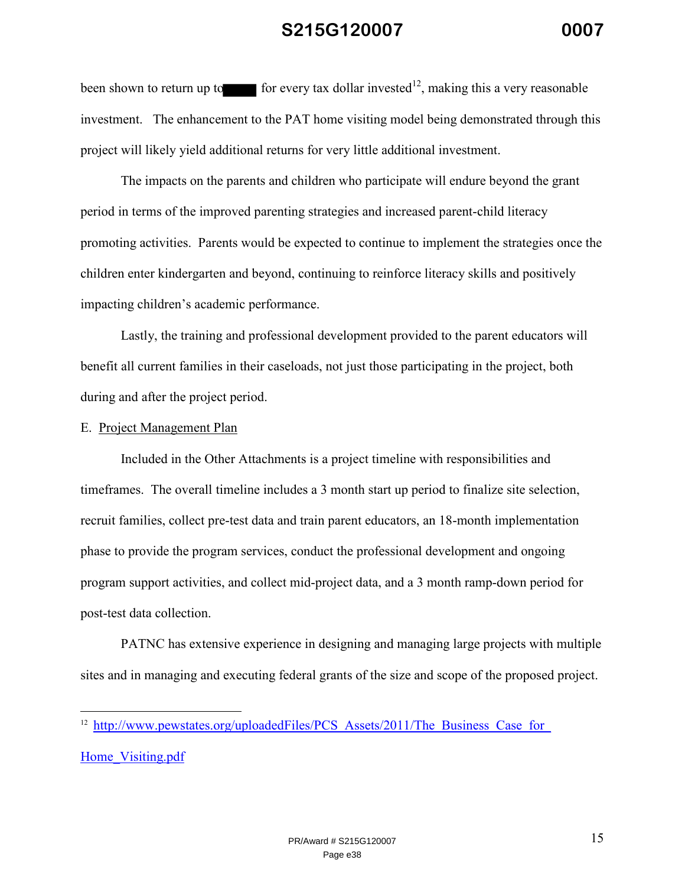been shown to return up to ████ for every tax dollar invested[12], making this a very reasonable investment. The enhancement to the PAT home visiting model being demonstrated through this project will likely yield additional returns for very little additional investment.

The impacts on the parents and children who participate will endure beyond the grant period in terms of the improved parenting strategies and increased parent-child literacy promoting activities. Parents would be expected to continue to implement the strategies once the children enter kindergarten and beyond, continuing to reinforce literacy skills and positively impacting children's academic performance.

Lastly, the training and professional development provided to the parent educators will benefit all current families in their caseloads, not just those participating in the project, both during and after the project period.

E. Project Management Plan

Included in the Other Attachments is a project timeline with responsibilities and timeframes. The overall timeline includes a 3 month start up period to finalize site selection, recruit families, collect pre-test data and train parent educators, an 18-month implementation phase to provide the program services, conduct the professional development and ongoing program support activities, and collect mid-project data, and a 3 month ramp-down period for post-test data collection.

PATNC has extensive experience in designing and managing large projects with multiple sites and in managing and executing federal grants of the size and scope of the proposed project.

---

[12] http://www.pewstates.org/uploadedFiles/PCS_Assets/2011/The_Business_Case_for_Home_Visiting.pdf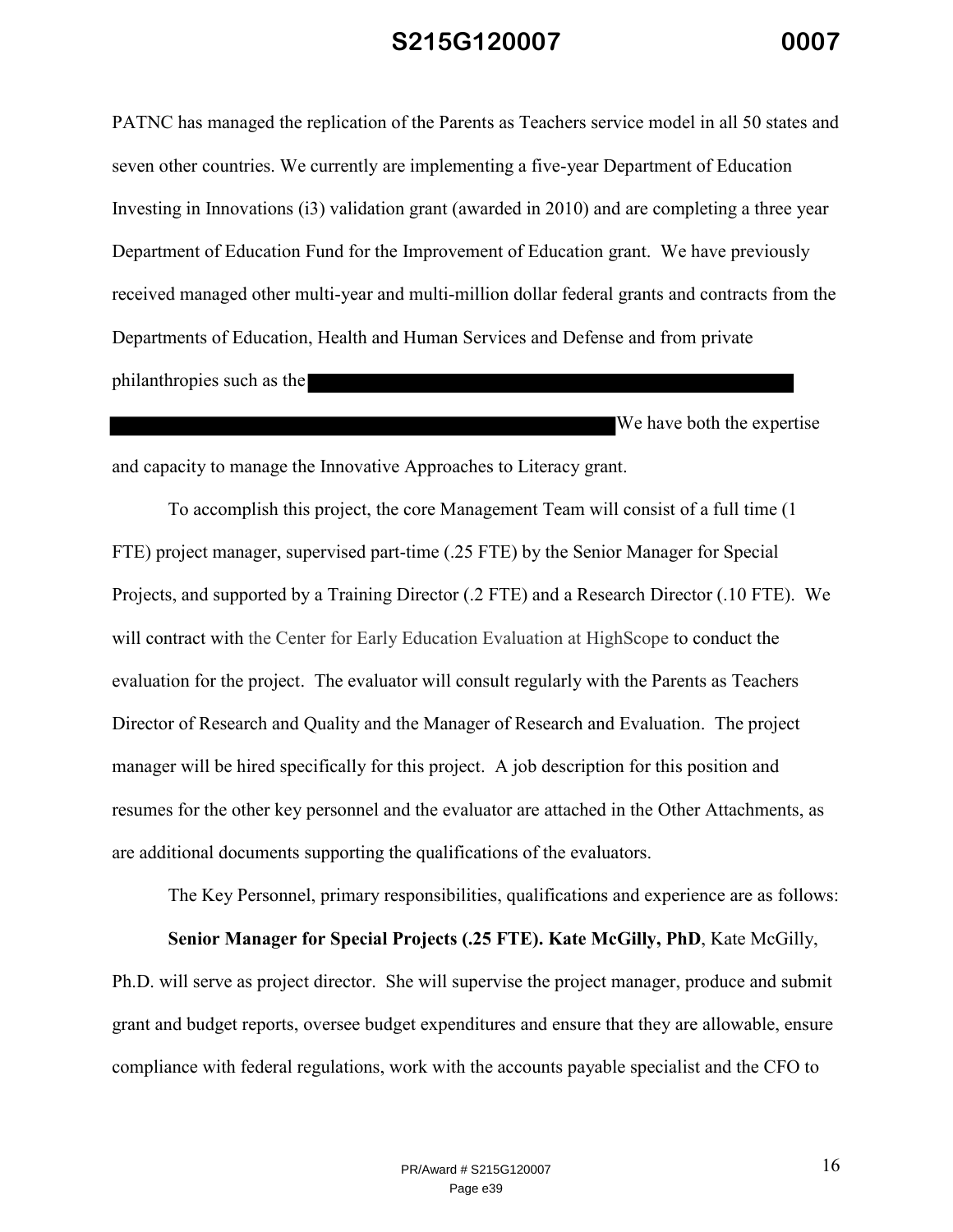PATNC has managed the replication of the Parents as Teachers service model in all 50 states and seven other countries. We currently are implementing a five-year Department of Education Investing in Innovations (i3) validation grant (awarded in 2010) and are completing a three year Department of Education Fund for the Improvement of Education grant. We have previously received managed other multi-year and multi-million dollar federal grants and contracts from the Departments of Education, Health and Human Services and Defense and from private philanthropies such as the ████████████████████████████████████ ████████████████████████████████████ We have both the expertise and capacity to manage the Innovative Approaches to Literacy grant.

To accomplish this project, the core Management Team will consist of a full time (1 FTE) project manager, supervised part-time (.25 FTE) by the Senior Manager for Special Projects, and supported by a Training Director (.2 FTE) and a Research Director (.10 FTE). We will contract with the Center for Early Education Evaluation at HighScope to conduct the evaluation for the project. The evaluator will consult regularly with the Parents as Teachers Director of Research and Quality and the Manager of Research and Evaluation. The project manager will be hired specifically for this project. A job description for this position and resumes for the other key personnel and the evaluator are attached in the Other Attachments, as are additional documents supporting the qualifications of the evaluators.

The Key Personnel, primary responsibilities, qualifications and experience are as follows:

**Senior Manager for Special Projects (.25 FTE). Kate McGilly, PhD**, Kate McGilly, Ph.D. will serve as project director. She will supervise the project manager, produce and submit grant and budget reports, oversee budget expenditures and ensure that they are allowable, ensure compliance with federal regulations, work with the accounts payable specialist and the CFO to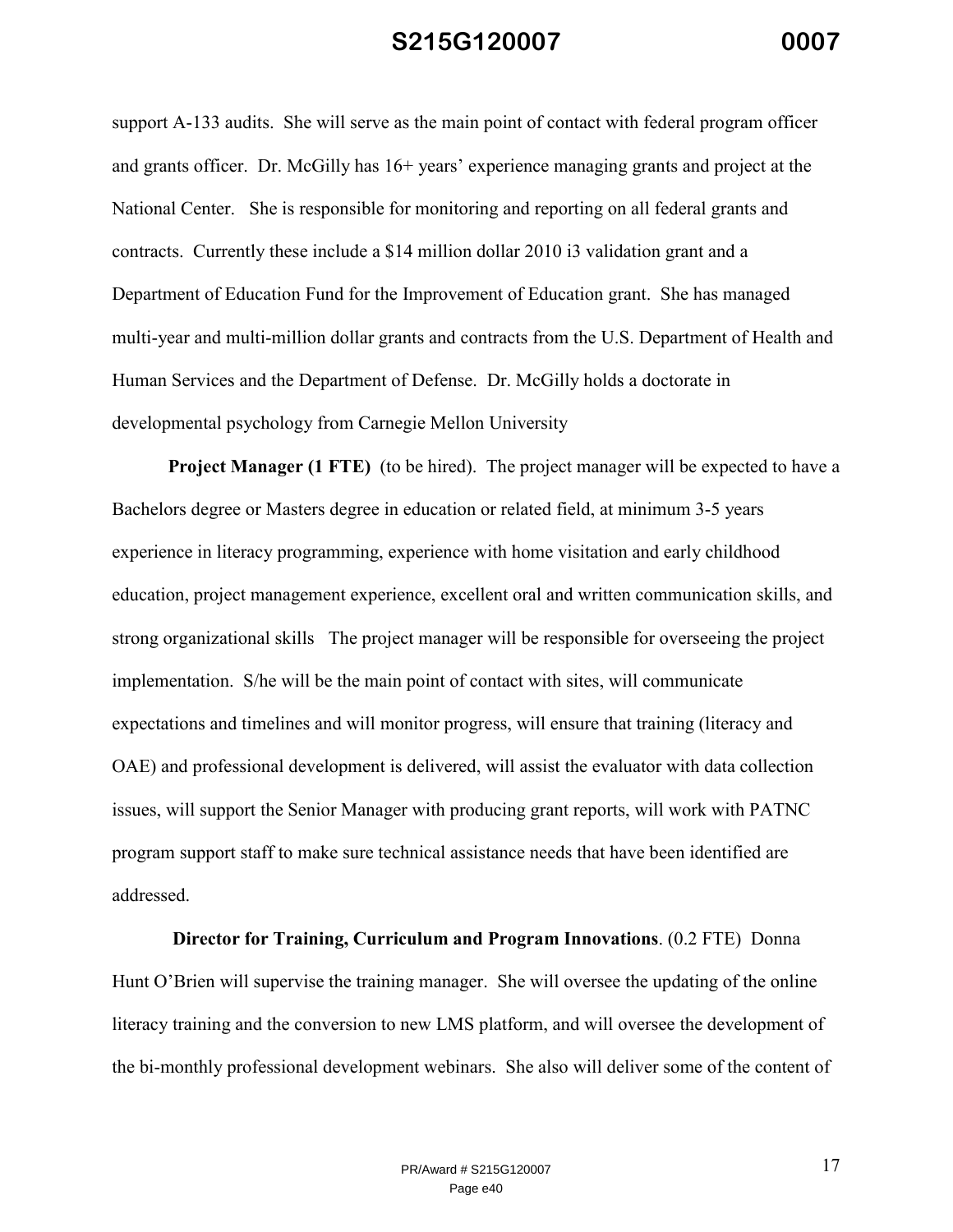support A-133 audits. She will serve as the main point of contact with federal program officer and grants officer. Dr. McGilly has 16+ years' experience managing grants and project at the National Center. She is responsible for monitoring and reporting on all federal grants and contracts. Currently these include a $14 million dollar 2010 i3 validation grant and a Department of Education Fund for the Improvement of Education grant. She has managed multi-year and multi-million dollar grants and contracts from the U.S. Department of Health and Human Services and the Department of Defense. Dr. McGilly holds a doctorate in developmental psychology from Carnegie Mellon University

**Project Manager (1 FTE)** (to be hired). The project manager will be expected to have a Bachelors degree or Masters degree in education or related field, at minimum 3-5 years experience in literacy programming, experience with home visitation and early childhood education, project management experience, excellent oral and written communication skills, and strong organizational skills The project manager will be responsible for overseeing the project implementation. S/he will be the main point of contact with sites, will communicate expectations and timelines and will monitor progress, will ensure that training (literacy and OAE) and professional development is delivered, will assist the evaluator with data collection issues, will support the Senior Manager with producing grant reports, will work with PATNC program support staff to make sure technical assistance needs that have been identified are addressed.

**Director for Training, Curriculum and Program Innovations**. (0.2 FTE) Donna Hunt O'Brien will supervise the training manager. She will oversee the updating of the online literacy training and the conversion to new LMS platform, and will oversee the development of the bi-monthly professional development webinars. She also will deliver some of the content of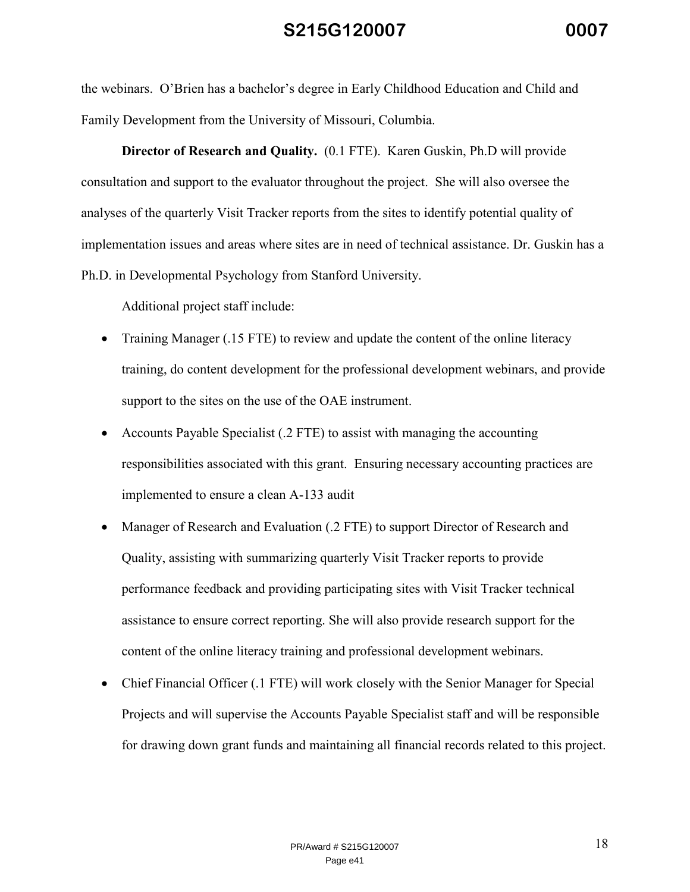the webinars. O'Brien has a bachelor's degree in Early Childhood Education and Child and Family Development from the University of Missouri, Columbia.

**Director of Research and Quality.** (0.1 FTE). Karen Guskin, Ph.D will provide consultation and support to the evaluator throughout the project. She will also oversee the analyses of the quarterly Visit Tracker reports from the sites to identify potential quality of implementation issues and areas where sites are in need of technical assistance. Dr. Guskin has a Ph.D. in Developmental Psychology from Stanford University.

Additional project staff include:

- Training Manager (.15 FTE) to review and update the content of the online literacy training, do content development for the professional development webinars, and provide support to the sites on the use of the OAE instrument.
- Accounts Payable Specialist (.2 FTE) to assist with managing the accounting responsibilities associated with this grant. Ensuring necessary accounting practices are implemented to ensure a clean A-133 audit
- Manager of Research and Evaluation (.2 FTE) to support Director of Research and Quality, assisting with summarizing quarterly Visit Tracker reports to provide performance feedback and providing participating sites with Visit Tracker technical assistance to ensure correct reporting. She will also provide research support for the content of the online literacy training and professional development webinars.
- Chief Financial Officer (.1 FTE) will work closely with the Senior Manager for Special Projects and will supervise the Accounts Payable Specialist staff and will be responsible for drawing down grant funds and maintaining all financial records related to this project.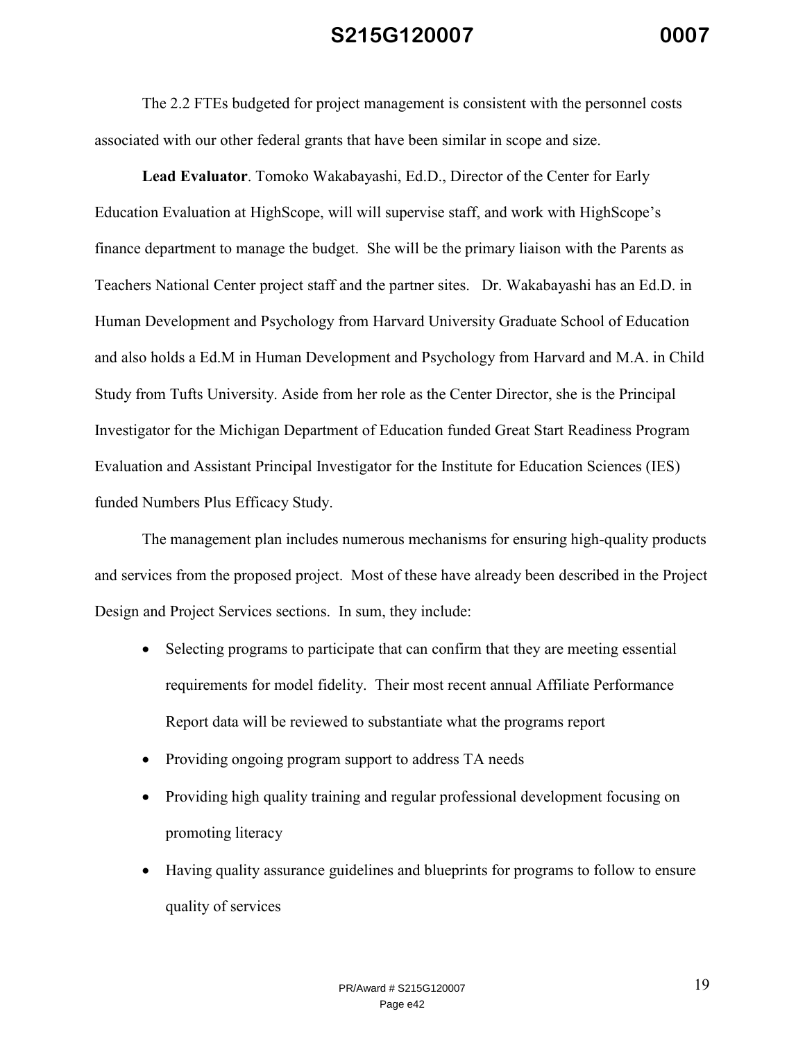The 2.2 FTEs budgeted for project management is consistent with the personnel costs associated with our other federal grants that have been similar in scope and size.

**Lead Evaluator**. Tomoko Wakabayashi, Ed.D., Director of the Center for Early Education Evaluation at HighScope, will will supervise staff, and work with HighScope's finance department to manage the budget. She will be the primary liaison with the Parents as Teachers National Center project staff and the partner sites. Dr. Wakabayashi has an Ed.D. in Human Development and Psychology from Harvard University Graduate School of Education and also holds a Ed.M in Human Development and Psychology from Harvard and M.A. in Child Study from Tufts University. Aside from her role as the Center Director, she is the Principal Investigator for the Michigan Department of Education funded Great Start Readiness Program Evaluation and Assistant Principal Investigator for the Institute for Education Sciences (IES) funded Numbers Plus Efficacy Study.

The management plan includes numerous mechanisms for ensuring high-quality products and services from the proposed project. Most of these have already been described in the Project Design and Project Services sections. In sum, they include:

- Selecting programs to participate that can confirm that they are meeting essential requirements for model fidelity. Their most recent annual Affiliate Performance Report data will be reviewed to substantiate what the programs report
- Providing ongoing program support to address TA needs
- Providing high quality training and regular professional development focusing on promoting literacy
- Having quality assurance guidelines and blueprints for programs to follow to ensure quality of services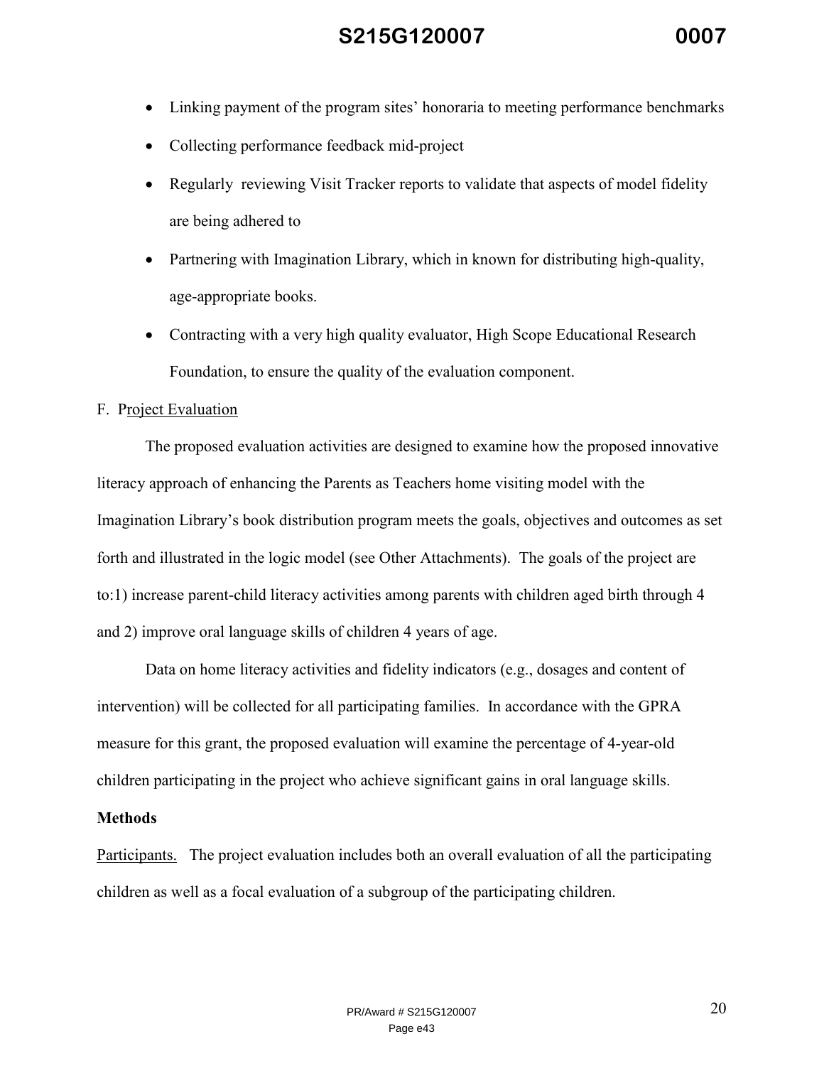- Linking payment of the program sites' honoraria to meeting performance benchmarks
- Collecting performance feedback mid-project
- Regularly reviewing Visit Tracker reports to validate that aspects of model fidelity are being adhered to
- Partnering with Imagination Library, which in known for distributing high-quality, age-appropriate books.
- Contracting with a very high quality evaluator, High Scope Educational Research Foundation, to ensure the quality of the evaluation component.

F. Project Evaluation

The proposed evaluation activities are designed to examine how the proposed innovative literacy approach of enhancing the Parents as Teachers home visiting model with the Imagination Library's book distribution program meets the goals, objectives and outcomes as set forth and illustrated in the logic model (see Other Attachments). The goals of the project are to:1) increase parent-child literacy activities among parents with children aged birth through 4 and 2) improve oral language skills of children 4 years of age.

Data on home literacy activities and fidelity indicators (e.g., dosages and content of intervention) will be collected for all participating families. In accordance with the GPRA measure for this grant, the proposed evaluation will examine the percentage of 4-year-old children participating in the project who achieve significant gains in oral language skills.

**Methods**

Participants. The project evaluation includes both an overall evaluation of all the participating children as well as a focal evaluation of a subgroup of the participating children.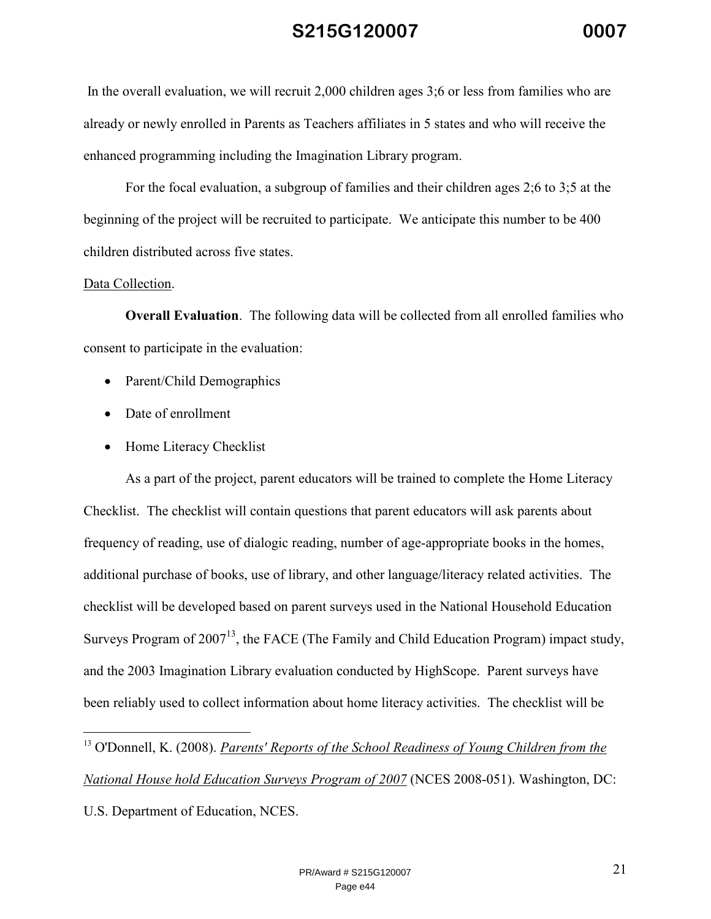In the overall evaluation, we will recruit 2,000 children ages 3;6 or less from families who are already or newly enrolled in Parents as Teachers affiliates in 5 states and who will receive the enhanced programming including the Imagination Library program.

For the focal evaluation, a subgroup of families and their children ages 2;6 to 3;5 at the beginning of the project will be recruited to participate. We anticipate this number to be 400 children distributed across five states.

<u>Data Collection</u>.

**Overall Evaluation**. The following data will be collected from all enrolled families who consent to participate in the evaluation:

- Parent/Child Demographics
- Date of enrollment
- Home Literacy Checklist

As a part of the project, parent educators will be trained to complete the Home Literacy Checklist. The checklist will contain questions that parent educators will ask parents about frequency of reading, use of dialogic reading, number of age-appropriate books in the homes, additional purchase of books, use of library, and other language/literacy related activities. The checklist will be developed based on parent surveys used in the National Household Education Surveys Program of 2007[13], the FACE (The Family and Child Education Program) impact study, and the 2003 Imagination Library evaluation conducted by HighScope. Parent surveys have been reliably used to collect information about home literacy activities. The checklist will be

---

[13] O'Donnell, K. (2008). *<u>Parents' Reports of the School Readiness of Young Children from the National House hold Education Surveys Program of 2007</u>* (NCES 2008-051). Washington, DC: U.S. Department of Education, NCES.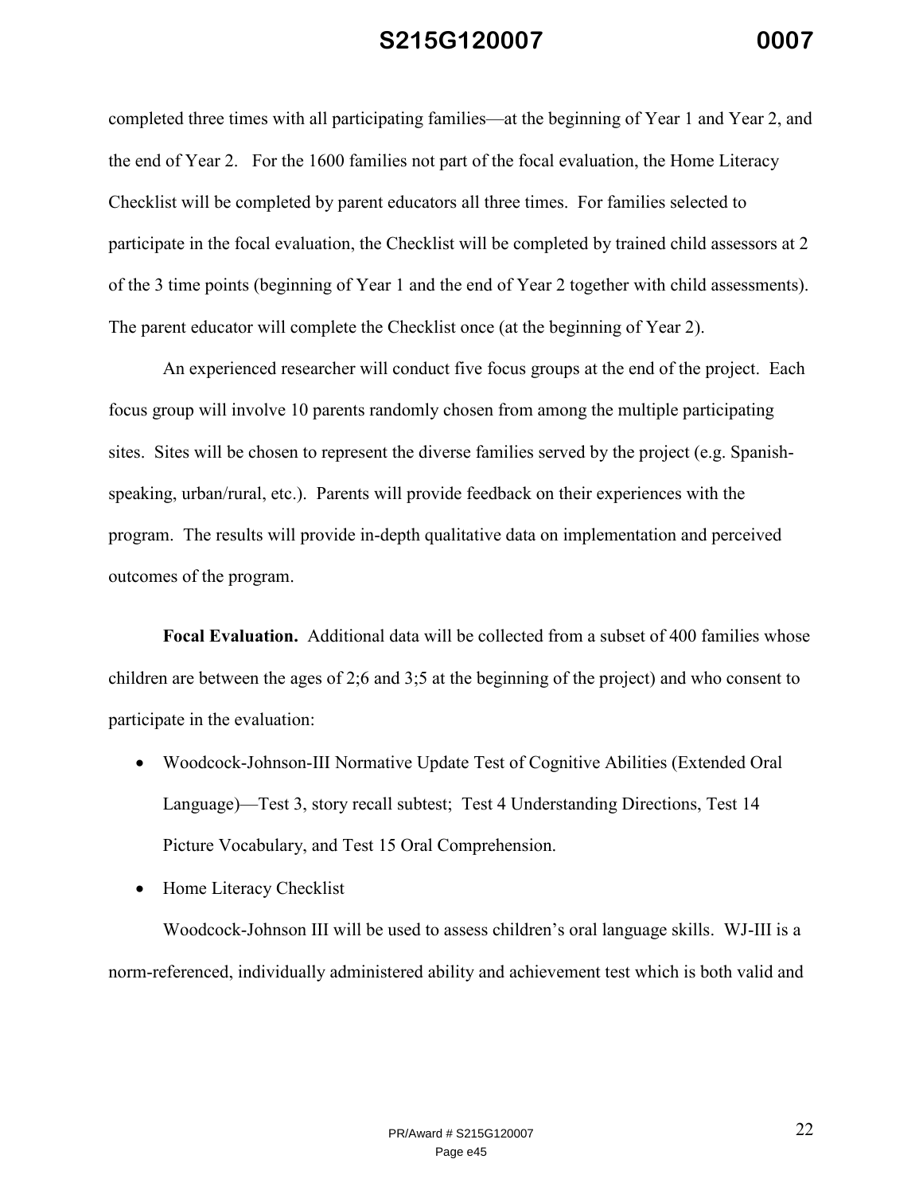completed three times with all participating families—at the beginning of Year 1 and Year 2, and the end of Year 2. For the 1600 families not part of the focal evaluation, the Home Literacy Checklist will be completed by parent educators all three times. For families selected to participate in the focal evaluation, the Checklist will be completed by trained child assessors at 2 of the 3 time points (beginning of Year 1 and the end of Year 2 together with child assessments). The parent educator will complete the Checklist once (at the beginning of Year 2).

An experienced researcher will conduct five focus groups at the end of the project. Each focus group will involve 10 parents randomly chosen from among the multiple participating sites. Sites will be chosen to represent the diverse families served by the project (e.g. Spanish-speaking, urban/rural, etc.). Parents will provide feedback on their experiences with the program. The results will provide in-depth qualitative data on implementation and perceived outcomes of the program.

**Focal Evaluation.** Additional data will be collected from a subset of 400 families whose children are between the ages of 2;6 and 3;5 at the beginning of the project) and who consent to participate in the evaluation:

- Woodcock-Johnson-III Normative Update Test of Cognitive Abilities (Extended Oral Language)—Test 3, story recall subtest; Test 4 Understanding Directions, Test 14 Picture Vocabulary, and Test 15 Oral Comprehension.
- Home Literacy Checklist

Woodcock-Johnson III will be used to assess children's oral language skills. WJ-III is a norm-referenced, individually administered ability and achievement test which is both valid and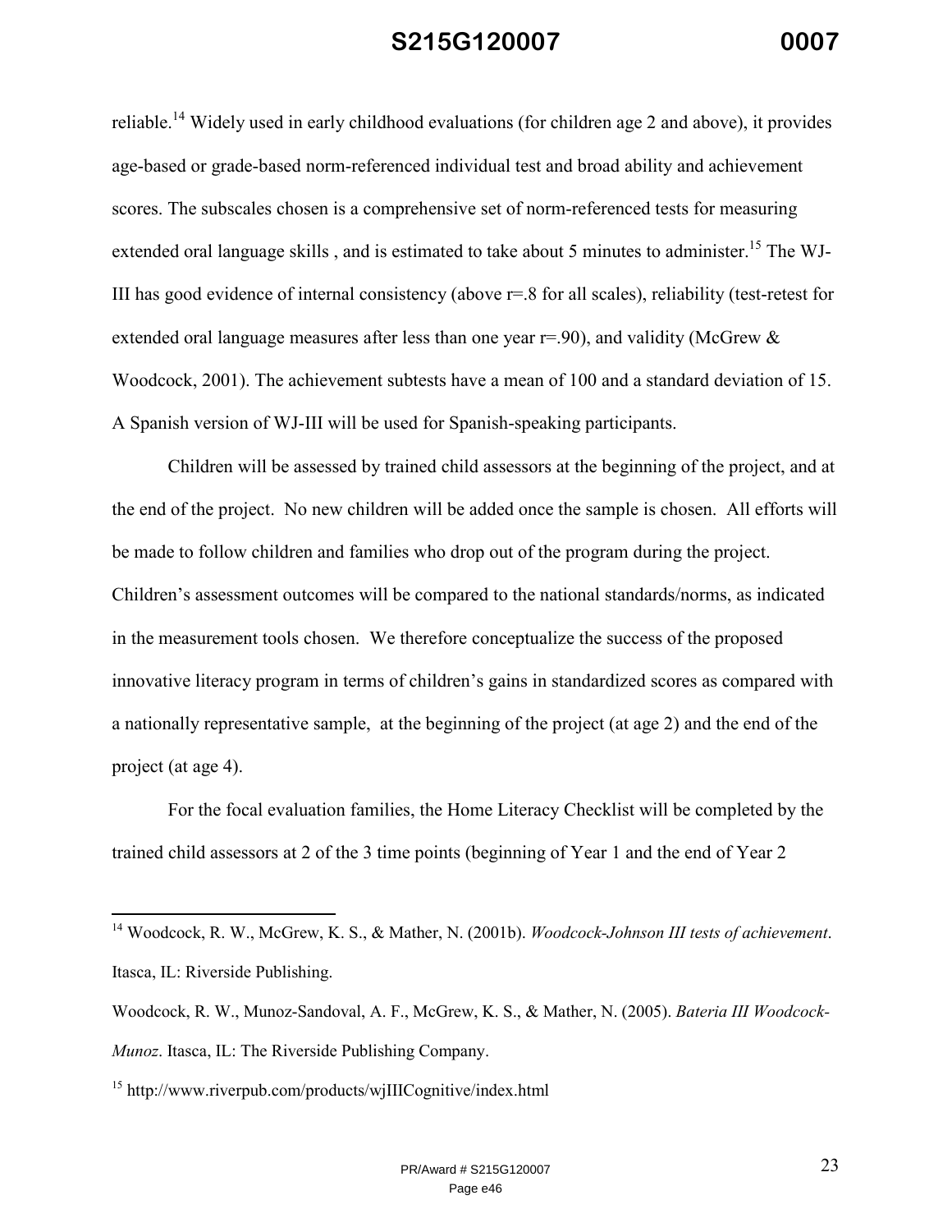reliable.[14] Widely used in early childhood evaluations (for children age 2 and above), it provides age-based or grade-based norm-referenced individual test and broad ability and achievement scores. The subscales chosen is a comprehensive set of norm-referenced tests for measuring extended oral language skills , and is estimated to take about 5 minutes to administer.[15] The WJ-III has good evidence of internal consistency (above r=.8 for all scales), reliability (test-retest for extended oral language measures after less than one year r=.90), and validity (McGrew & Woodcock, 2001). The achievement subtests have a mean of 100 and a standard deviation of 15. A Spanish version of WJ-III will be used for Spanish-speaking participants.

Children will be assessed by trained child assessors at the beginning of the project, and at the end of the project. No new children will be added once the sample is chosen. All efforts will be made to follow children and families who drop out of the program during the project. Children's assessment outcomes will be compared to the national standards/norms, as indicated in the measurement tools chosen. We therefore conceptualize the success of the proposed innovative literacy program in terms of children's gains in standardized scores as compared with a nationally representative sample, at the beginning of the project (at age 2) and the end of the project (at age 4).

For the focal evaluation families, the Home Literacy Checklist will be completed by the trained child assessors at 2 of the 3 time points (beginning of Year 1 and the end of Year 2

---

[14] Woodcock, R. W., McGrew, K. S., & Mather, N. (2001b). *Woodcock-Johnson III tests of achievement*. Itasca, IL: Riverside Publishing.

Woodcock, R. W., Munoz-Sandoval, A. F., McGrew, K. S., & Mather, N. (2005). *Bateria III Woodcock-Munoz*. Itasca, IL: The Riverside Publishing Company.

[15] http://www.riverpub.com/products/wjIIICognitive/index.html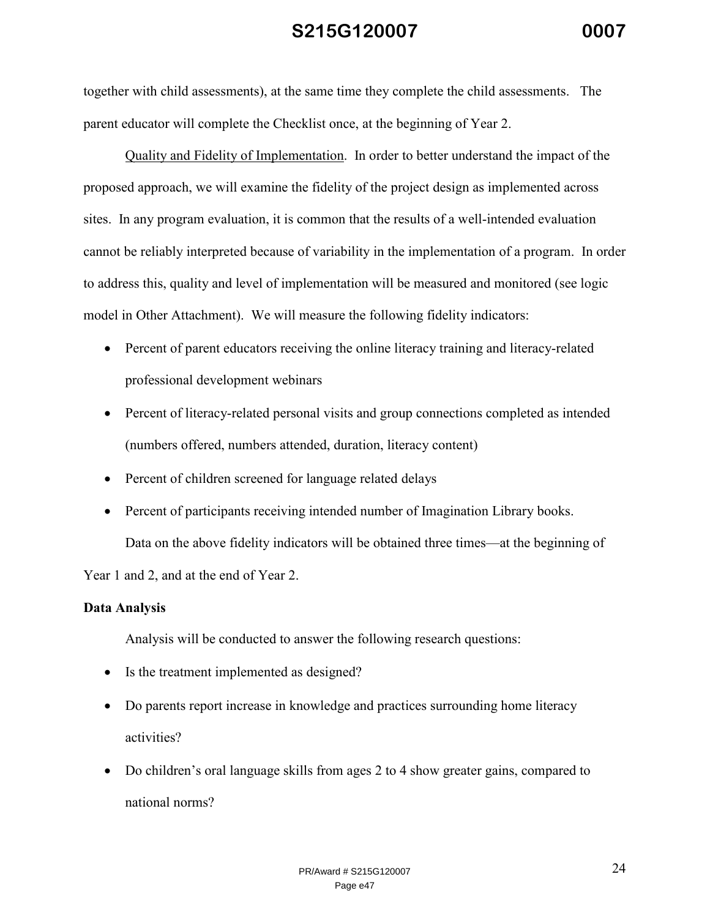together with child assessments), at the same time they complete the child assessments. The parent educator will complete the Checklist once, at the beginning of Year 2.

Quality and Fidelity of Implementation. In order to better understand the impact of the proposed approach, we will examine the fidelity of the project design as implemented across sites. In any program evaluation, it is common that the results of a well-intended evaluation cannot be reliably interpreted because of variability in the implementation of a program. In order to address this, quality and level of implementation will be measured and monitored (see logic model in Other Attachment). We will measure the following fidelity indicators:

- Percent of parent educators receiving the online literacy training and literacy-related professional development webinars
- Percent of literacy-related personal visits and group connections completed as intended (numbers offered, numbers attended, duration, literacy content)
- Percent of children screened for language related delays
- Percent of participants receiving intended number of Imagination Library books.

Data on the above fidelity indicators will be obtained three times—at the beginning of Year 1 and 2, and at the end of Year 2.

**Data Analysis**

Analysis will be conducted to answer the following research questions:

- Is the treatment implemented as designed?
- Do parents report increase in knowledge and practices surrounding home literacy activities?
- Do children's oral language skills from ages 2 to 4 show greater gains, compared to national norms?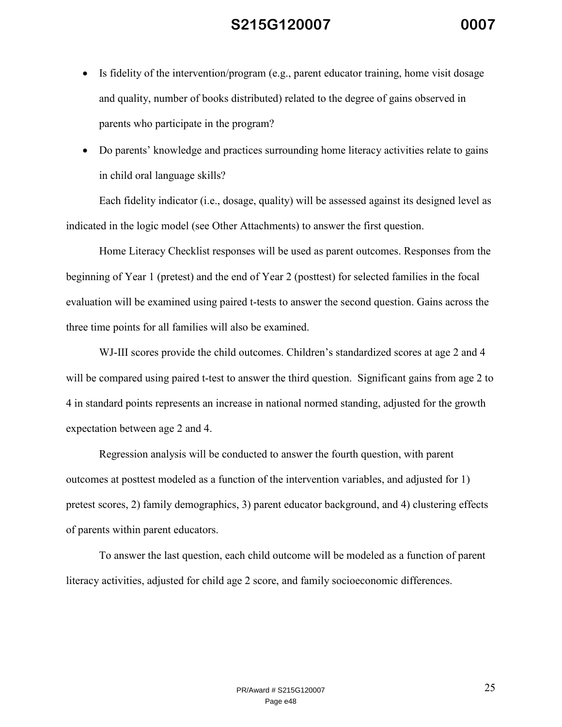- Is fidelity of the intervention/program (e.g., parent educator training, home visit dosage and quality, number of books distributed) related to the degree of gains observed in parents who participate in the program?
- Do parents' knowledge and practices surrounding home literacy activities relate to gains in child oral language skills?

Each fidelity indicator (i.e., dosage, quality) will be assessed against its designed level as indicated in the logic model (see Other Attachments) to answer the first question.

Home Literacy Checklist responses will be used as parent outcomes. Responses from the beginning of Year 1 (pretest) and the end of Year 2 (posttest) for selected families in the focal evaluation will be examined using paired t-tests to answer the second question. Gains across the three time points for all families will also be examined.

WJ-III scores provide the child outcomes. Children's standardized scores at age 2 and 4 will be compared using paired t-test to answer the third question. Significant gains from age 2 to 4 in standard points represents an increase in national normed standing, adjusted for the growth expectation between age 2 and 4.

Regression analysis will be conducted to answer the fourth question, with parent outcomes at posttest modeled as a function of the intervention variables, and adjusted for 1) pretest scores, 2) family demographics, 3) parent educator background, and 4) clustering effects of parents within parent educators.

To answer the last question, each child outcome will be modeled as a function of parent literacy activities, adjusted for child age 2 score, and family socioeconomic differences.